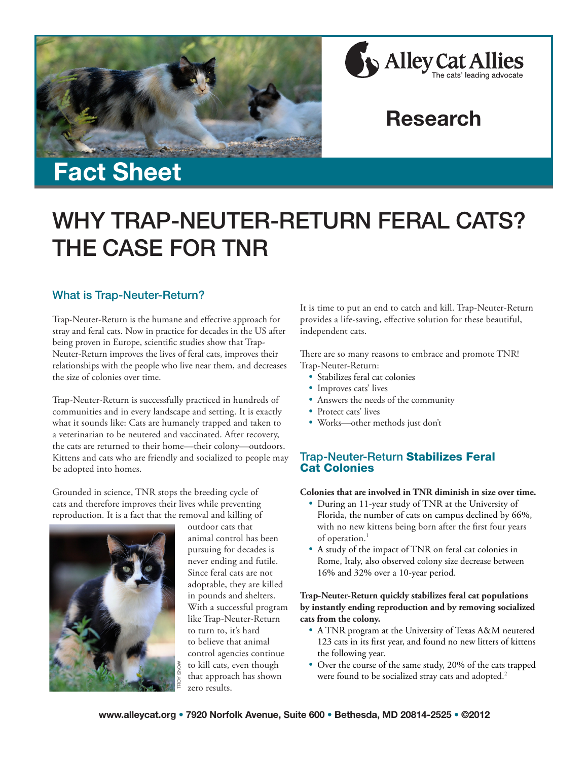Alley Cat Allies
The cats' leading advocate

Research

Fact Sheet

# WHY TRAP-NEUTER-RETURN FERAL CATS? THE CASE FOR TNR

## What is Trap-Neuter-Return?

Trap-Neuter-Return is the humane and effective approach for stray and feral cats. Now in practice for decades in the US after being proven in Europe, scientific studies show that Trap-Neuter-Return improves the lives of feral cats, improves their relationships with the people who live near them, and decreases the size of colonies over time.

Trap-Neuter-Return is successfully practiced in hundreds of communities and in every landscape and setting. It is exactly what it sounds like: Cats are humanely trapped and taken to a veterinarian to be neutered and vaccinated. After recovery, the cats are returned to their home—their colony—outdoors. Kittens and cats who are friendly and socialized to people may be adopted into homes.

Grounded in science, TNR stops the breeding cycle of cats and therefore improves their lives while preventing reproduction. It is a fact that the removal and killing of outdoor cats that animal control has been pursuing for decades is never ending and futile. Since feral cats are not adoptable, they are killed in pounds and shelters. With a successful program like Trap-Neuter-Return to turn to, it's hard to believe that animal control agencies continue to kill cats, even though that approach has shown zero results.

TROY SNOW

It is time to put an end to catch and kill. Trap-Neuter-Return provides a life-saving, effective solution for these beautiful, independent cats.

There are so many reasons to embrace and promote TNR! Trap-Neuter-Return:

- Stabilizes feral cat colonies
- Improves cats' lives
- Answers the needs of the community
- Protect cats' lives
- Works—other methods just don't

## Trap-Neuter-Return **Stabilizes Feral Cat Colonies**

**Colonies that are involved in TNR diminish in size over time.**

- During an 11-year study of TNR at the University of Florida, the number of cats on campus declined by 66%, with no new kittens being born after the first four years of operation.[1]
- A study of the impact of TNR on feral cat colonies in Rome, Italy, also observed colony size decrease between 16% and 32% over a 10-year period.

**Trap-Neuter-Return quickly stabilizes feral cat populations by instantly ending reproduction and by removing socialized cats from the colony.**

- A TNR program at the University of Texas A&M neutered 123 cats in its first year, and found no new litters of kittens the following year.
- Over the course of the same study, 20% of the cats trapped were found to be socialized stray cats and adopted.[2]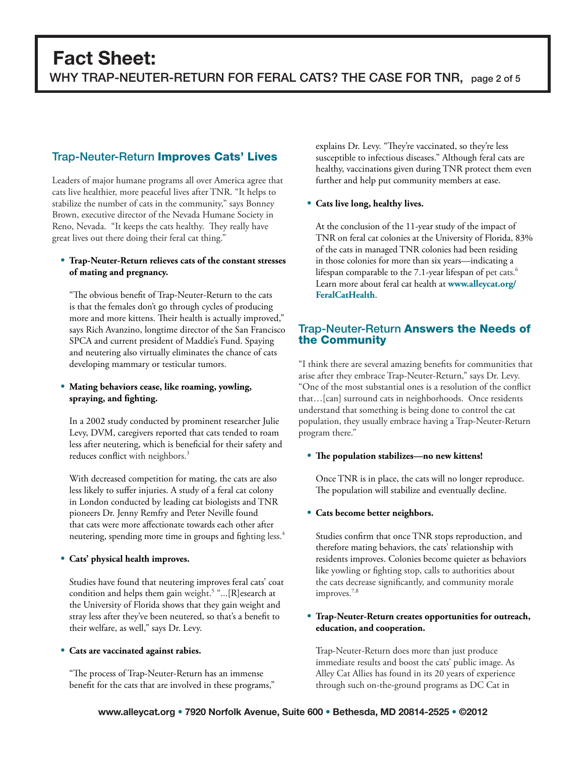## Trap-Neuter-Return **Improves Cats' Lives**

Leaders of major humane programs all over America agree that cats live healthier, more peaceful lives after TNR. "It helps to stabilize the number of cats in the community," says Bonney Brown, executive director of the Nevada Humane Society in Reno, Nevada. "It keeps the cats healthy. They really have great lives out there doing their feral cat thing."

- **Trap-Neuter-Return relieves cats of the constant stresses of mating and pregnancy.**

  "The obvious benefit of Trap-Neuter-Return to the cats is that the females don't go through cycles of producing more and more kittens. Their health is actually improved," says Rich Avanzino, longtime director of the San Francisco SPCA and current president of Maddie's Fund. Spaying and neutering also virtually eliminates the chance of cats developing mammary or testicular tumors.

- **Mating behaviors cease, like roaming, yowling, spraying, and fighting.**

  In a 2002 study conducted by prominent researcher Julie Levy, DVM, caregivers reported that cats tended to roam less after neutering, which is beneficial for their safety and reduces conflict with neighbors.[3]

  With decreased competition for mating, the cats are also less likely to suffer injuries. A study of a feral cat colony in London conducted by leading cat biologists and TNR pioneers Dr. Jenny Remfry and Peter Neville found that cats were more affectionate towards each other after neutering, spending more time in groups and fighting less.[4]

- **Cats' physical health improves.**

  Studies have found that neutering improves feral cats' coat condition and helps them gain weight.[5] "...[R]esearch at the University of Florida shows that they gain weight and stray less after they've been neutered, so that's a benefit to their welfare, as well," says Dr. Levy.

- **Cats are vaccinated against rabies.**

  "The process of Trap-Neuter-Return has an immense benefit for the cats that are involved in these programs," explains Dr. Levy. "They're vaccinated, so they're less susceptible to infectious diseases." Although feral cats are healthy, vaccinations given during TNR protect them even further and help put community members at ease.

- **Cats live long, healthy lives.**

  At the conclusion of the 11-year study of the impact of TNR on feral cat colonies at the University of Florida, 83% of the cats in managed TNR colonies had been residing in those colonies for more than six years—indicating a lifespan comparable to the 7.1-year lifespan of pet cats.[6] Learn more about feral cat health at **www.alleycat.org/FeralCatHealth**.

## Trap-Neuter-Return **Answers the Needs of the Community**

"I think there are several amazing benefits for communities that arise after they embrace Trap-Neuter-Return," says Dr. Levy. "One of the most substantial ones is a resolution of the conflict that…[can] surround cats in neighborhoods. Once residents understand that something is being done to control the cat population, they usually embrace having a Trap-Neuter-Return program there."

- **The population stabilizes—no new kittens!**

  Once TNR is in place, the cats will no longer reproduce. The population will stabilize and eventually decline.

- **Cats become better neighbors.**

  Studies confirm that once TNR stops reproduction, and therefore mating behaviors, the cats' relationship with residents improves. Colonies become quieter as behaviors like yowling or fighting stop, calls to authorities about the cats decrease significantly, and community morale improves.[7,8]

- **Trap-Neuter-Return creates opportunities for outreach, education, and cooperation.**

  Trap-Neuter-Return does more than just produce immediate results and boost the cats' public image. As Alley Cat Allies has found in its 20 years of experience through such on-the-ground programs as DC Cat in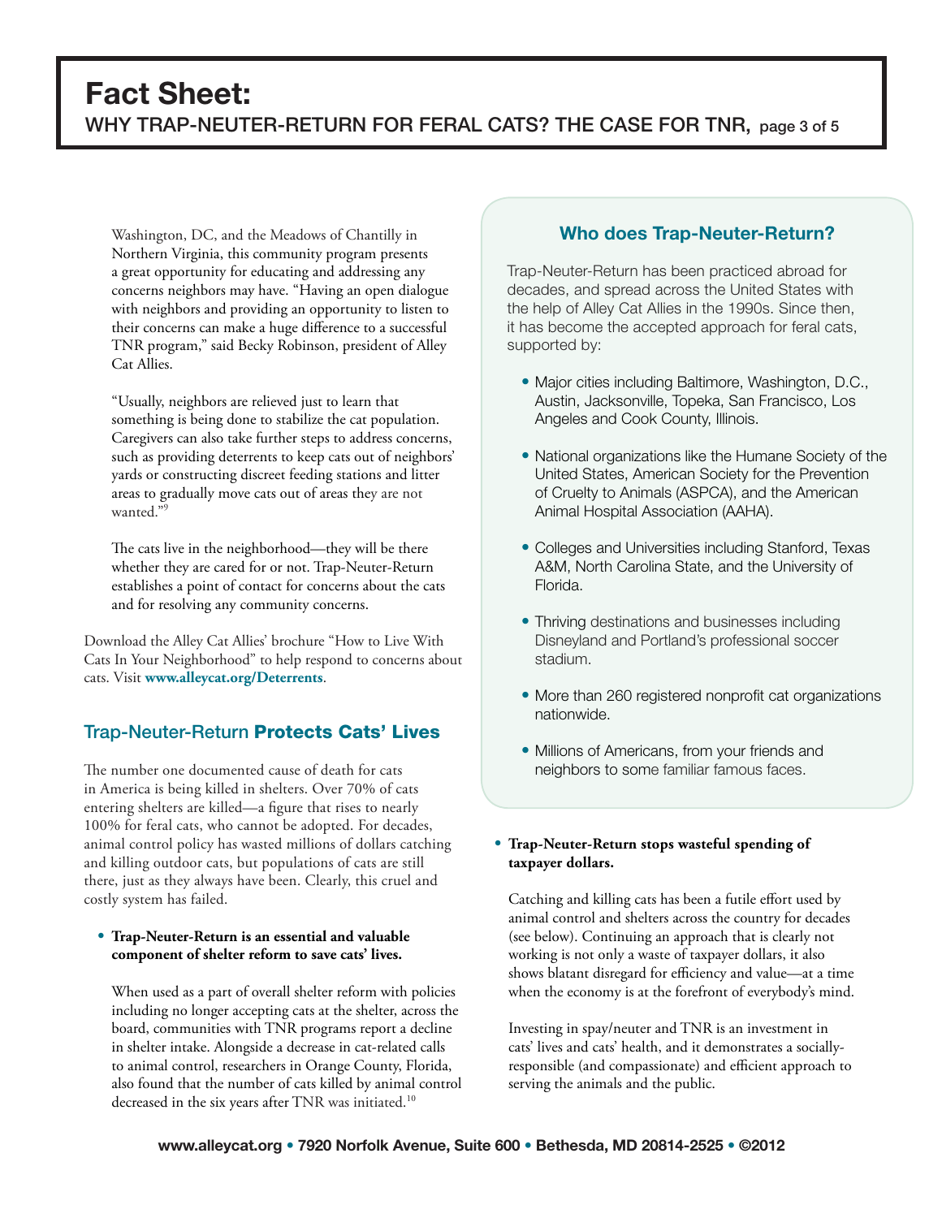Washington, DC, and the Meadows of Chantilly in Northern Virginia, this community program presents a great opportunity for educating and addressing any concerns neighbors may have. "Having an open dialogue with neighbors and providing an opportunity to listen to their concerns can make a huge difference to a successful TNR program," said Becky Robinson, president of Alley Cat Allies.

"Usually, neighbors are relieved just to learn that something is being done to stabilize the cat population. Caregivers can also take further steps to address concerns, such as providing deterrents to keep cats out of neighbors' yards or constructing discreet feeding stations and litter areas to gradually move cats out of areas they are not wanted."[9]

The cats live in the neighborhood—they will be there whether they are cared for or not. Trap-Neuter-Return establishes a point of contact for concerns about the cats and for resolving any community concerns.

Download the Alley Cat Allies' brochure "How to Live With Cats In Your Neighborhood" to help respond to concerns about cats. Visit **www.alleycat.org/Deterrents**.

## Trap-Neuter-Return **Protects Cats' Lives**

The number one documented cause of death for cats in America is being killed in shelters. Over 70% of cats entering shelters are killed—a figure that rises to nearly 100% for feral cats, who cannot be adopted. For decades, animal control policy has wasted millions of dollars catching and killing outdoor cats, but populations of cats are still there, just as they always have been. Clearly, this cruel and costly system has failed.

- **Trap-Neuter-Return is an essential and valuable component of shelter reform to save cats' lives.**

  When used as a part of overall shelter reform with policies including no longer accepting cats at the shelter, across the board, communities with TNR programs report a decline in shelter intake. Alongside a decrease in cat-related calls to animal control, researchers in Orange County, Florida, also found that the number of cats killed by animal control decreased in the six years after TNR was initiated.[10]

- **Trap-Neuter-Return stops wasteful spending of taxpayer dollars.**

  Catching and killing cats has been a futile effort used by animal control and shelters across the country for decades (see below). Continuing an approach that is clearly not working is not only a waste of taxpayer dollars, it also shows blatant disregard for efficiency and value—at a time when the economy is at the forefront of everybody's mind.

  Investing in spay/neuter and TNR is an investment in cats' lives and cats' health, and it demonstrates a socially-responsible (and compassionate) and efficient approach to serving the animals and the public.

### Who does Trap-Neuter-Return?

Trap-Neuter-Return has been practiced abroad for decades, and spread across the United States with the help of Alley Cat Allies in the 1990s. Since then, it has become the accepted approach for feral cats, supported by:

- Major cities including Baltimore, Washington, D.C., Austin, Jacksonville, Topeka, San Francisco, Los Angeles and Cook County, Illinois.
- National organizations like the Humane Society of the United States, American Society for the Prevention of Cruelty to Animals (ASPCA), and the American Animal Hospital Association (AAHA).
- Colleges and Universities including Stanford, Texas A&M, North Carolina State, and the University of Florida.
- Thriving destinations and businesses including Disneyland and Portland's professional soccer stadium.
- More than 260 registered nonprofit cat organizations nationwide.
- Millions of Americans, from your friends and neighbors to some familiar famous faces.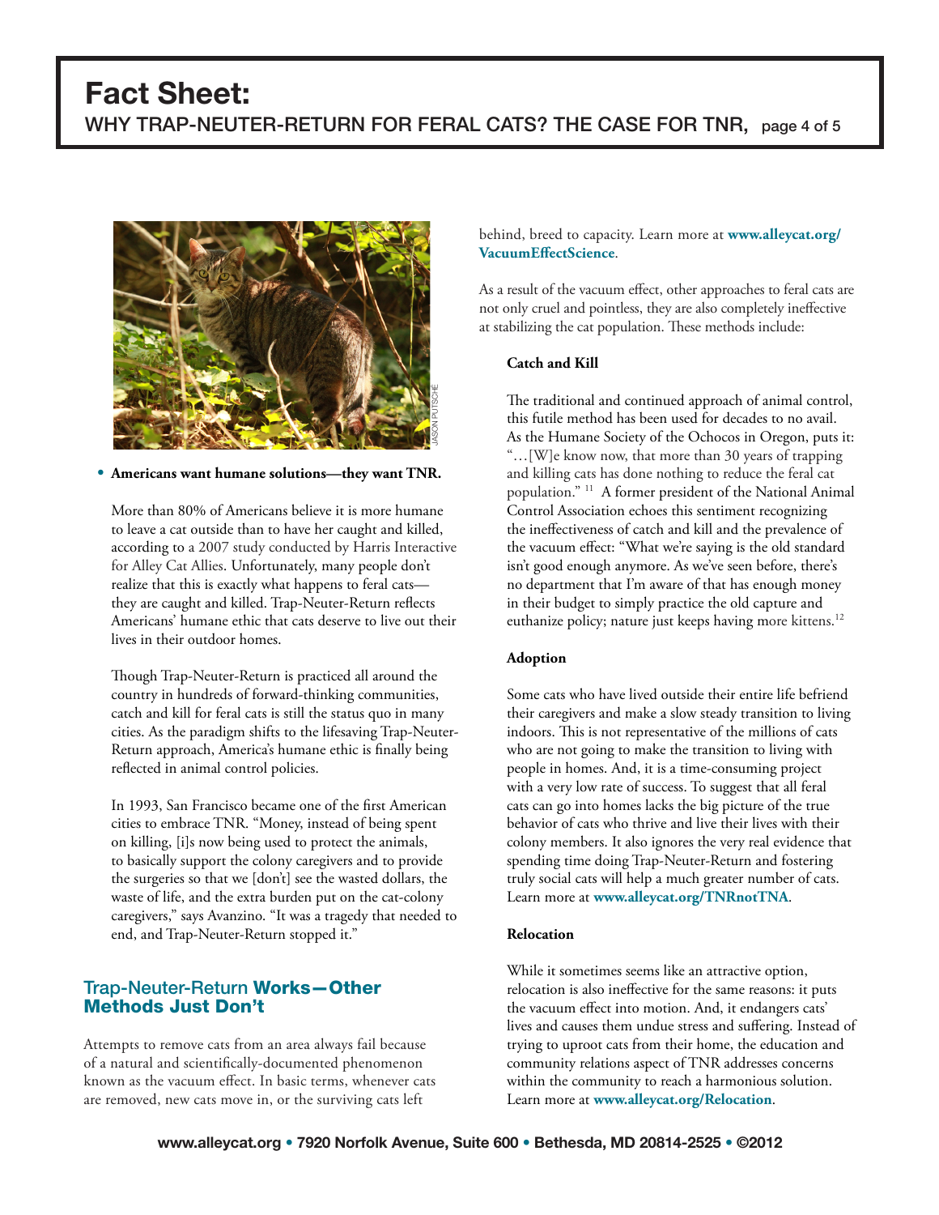- **Americans want humane solutions—they want TNR.**

  More than 80% of Americans believe it is more humane to leave a cat outside than to have her caught and killed, according to a 2007 study conducted by Harris Interactive for Alley Cat Allies. Unfortunately, many people don't realize that this is exactly what happens to feral cats—they are caught and killed. Trap-Neuter-Return reflects Americans' humane ethic that cats deserve to live out their lives in their outdoor homes.

  Though Trap-Neuter-Return is practiced all around the country in hundreds of forward-thinking communities, catch and kill for feral cats is still the status quo in many cities. As the paradigm shifts to the lifesaving Trap-Neuter-Return approach, America's humane ethic is finally being reflected in animal control policies.

  In 1993, San Francisco became one of the first American cities to embrace TNR. "Money, instead of being spent on killing, [i]s now being used to protect the animals, to basically support the colony caregivers and to provide the surgeries so that we [don't] see the wasted dollars, the waste of life, and the extra burden put on the cat-colony caregivers," says Avanzino. "It was a tragedy that needed to end, and Trap-Neuter-Return stopped it."

## Trap-Neuter-Return **Works—Other Methods Just Don't**

Attempts to remove cats from an area always fail because of a natural and scientifically-documented phenomenon known as the vacuum effect. In basic terms, whenever cats are removed, new cats move in, or the surviving cats left behind, breed to capacity. Learn more at **www.alleycat.org/VacuumEffectScience**.

As a result of the vacuum effect, other approaches to feral cats are not only cruel and pointless, they are also completely ineffective at stabilizing the cat population. These methods include:

**Catch and Kill**

The traditional and continued approach of animal control, this futile method has been used for decades to no avail. As the Humane Society of the Ochocos in Oregon, puts it: "…[W]e know now, that more than 30 years of trapping and killing cats has done nothing to reduce the feral cat population." [11] A former president of the National Animal Control Association echoes this sentiment recognizing the ineffectiveness of catch and kill and the prevalence of the vacuum effect: "What we're saying is the old standard isn't good enough anymore. As we've seen before, there's no department that I'm aware of that has enough money in their budget to simply practice the old capture and euthanize policy; nature just keeps having more kittens.[12]

**Adoption**

Some cats who have lived outside their entire life befriend their caregivers and make a slow steady transition to living indoors. This is not representative of the millions of cats who are not going to make the transition to living with people in homes. And, it is a time-consuming project with a very low rate of success. To suggest that all feral cats can go into homes lacks the big picture of the true behavior of cats who thrive and live their lives with their colony members. It also ignores the very real evidence that spending time doing Trap-Neuter-Return and fostering truly social cats will help a much greater number of cats. Learn more at **www.alleycat.org/TNRnotTNA**.

**Relocation**

While it sometimes seems like an attractive option, relocation is also ineffective for the same reasons: it puts the vacuum effect into motion. And, it endangers cats' lives and causes them undue stress and suffering. Instead of trying to uproot cats from their home, the education and community relations aspect of TNR addresses concerns within the community to reach a harmonious solution. Learn more at **www.alleycat.org/Relocation**.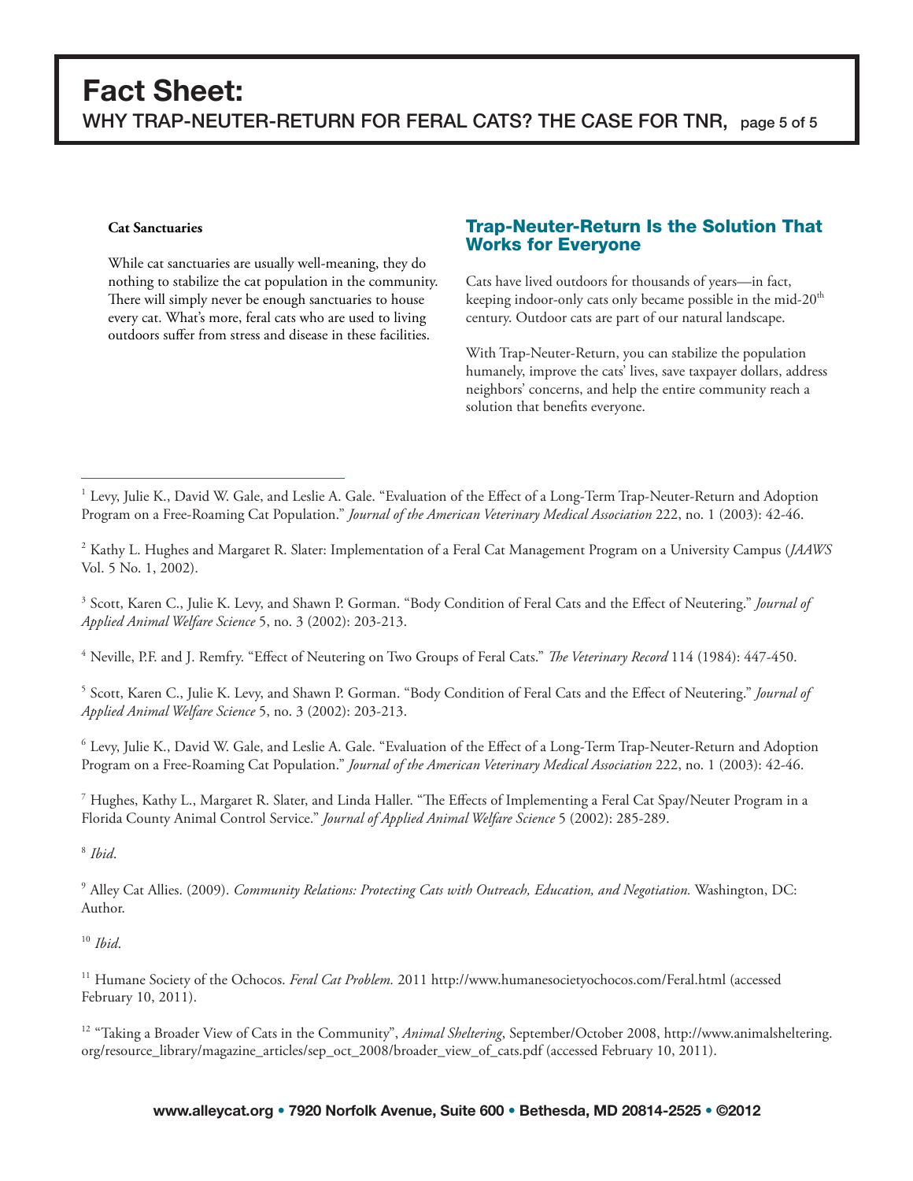**Cat Sanctuaries**

While cat sanctuaries are usually well-meaning, they do nothing to stabilize the cat population in the community. There will simply never be enough sanctuaries to house every cat. What's more, feral cats who are used to living outdoors suffer from stress and disease in these facilities.

## Trap-Neuter-Return Is the Solution That Works for Everyone

Cats have lived outdoors for thousands of years—in fact, keeping indoor-only cats only became possible in the mid-20th century. Outdoor cats are part of our natural landscape.

With Trap-Neuter-Return, you can stabilize the population humanely, improve the cats' lives, save taxpayer dollars, address neighbors' concerns, and help the entire community reach a solution that benefits everyone.

---

[1] Levy, Julie K., David W. Gale, and Leslie A. Gale. "Evaluation of the Effect of a Long-Term Trap-Neuter-Return and Adoption Program on a Free-Roaming Cat Population." *Journal of the American Veterinary Medical Association* 222, no. 1 (2003): 42-46.

[2] Kathy L. Hughes and Margaret R. Slater: Implementation of a Feral Cat Management Program on a University Campus (*JAAWS* Vol. 5 No. 1, 2002).

[3] Scott, Karen C., Julie K. Levy, and Shawn P. Gorman. "Body Condition of Feral Cats and the Effect of Neutering." *Journal of Applied Animal Welfare Science* 5, no. 3 (2002): 203-213.

[4] Neville, P.F. and J. Remfry. "Effect of Neutering on Two Groups of Feral Cats." *The Veterinary Record* 114 (1984): 447-450.

[5] Scott, Karen C., Julie K. Levy, and Shawn P. Gorman. "Body Condition of Feral Cats and the Effect of Neutering." *Journal of Applied Animal Welfare Science* 5, no. 3 (2002): 203-213.

[6] Levy, Julie K., David W. Gale, and Leslie A. Gale. "Evaluation of the Effect of a Long-Term Trap-Neuter-Return and Adoption Program on a Free-Roaming Cat Population." *Journal of the American Veterinary Medical Association* 222, no. 1 (2003): 42-46.

[7] Hughes, Kathy L., Margaret R. Slater, and Linda Haller. "The Effects of Implementing a Feral Cat Spay/Neuter Program in a Florida County Animal Control Service." *Journal of Applied Animal Welfare Science* 5 (2002): 285-289.

[8] *Ibid*.

[9] Alley Cat Allies. (2009). *Community Relations: Protecting Cats with Outreach, Education, and Negotiation.* Washington, DC: Author.

[10] *Ibid*.

[11] Humane Society of the Ochocos. *Feral Cat Problem.* 2011 http://www.humanesocietyochocos.com/Feral.html (accessed February 10, 2011).

[12] "Taking a Broader View of Cats in the Community", *Animal Sheltering*, September/October 2008, http://www.animalsheltering.org/resource_library/magazine_articles/sep_oct_2008/broader_view_of_cats.pdf (accessed February 10, 2011).